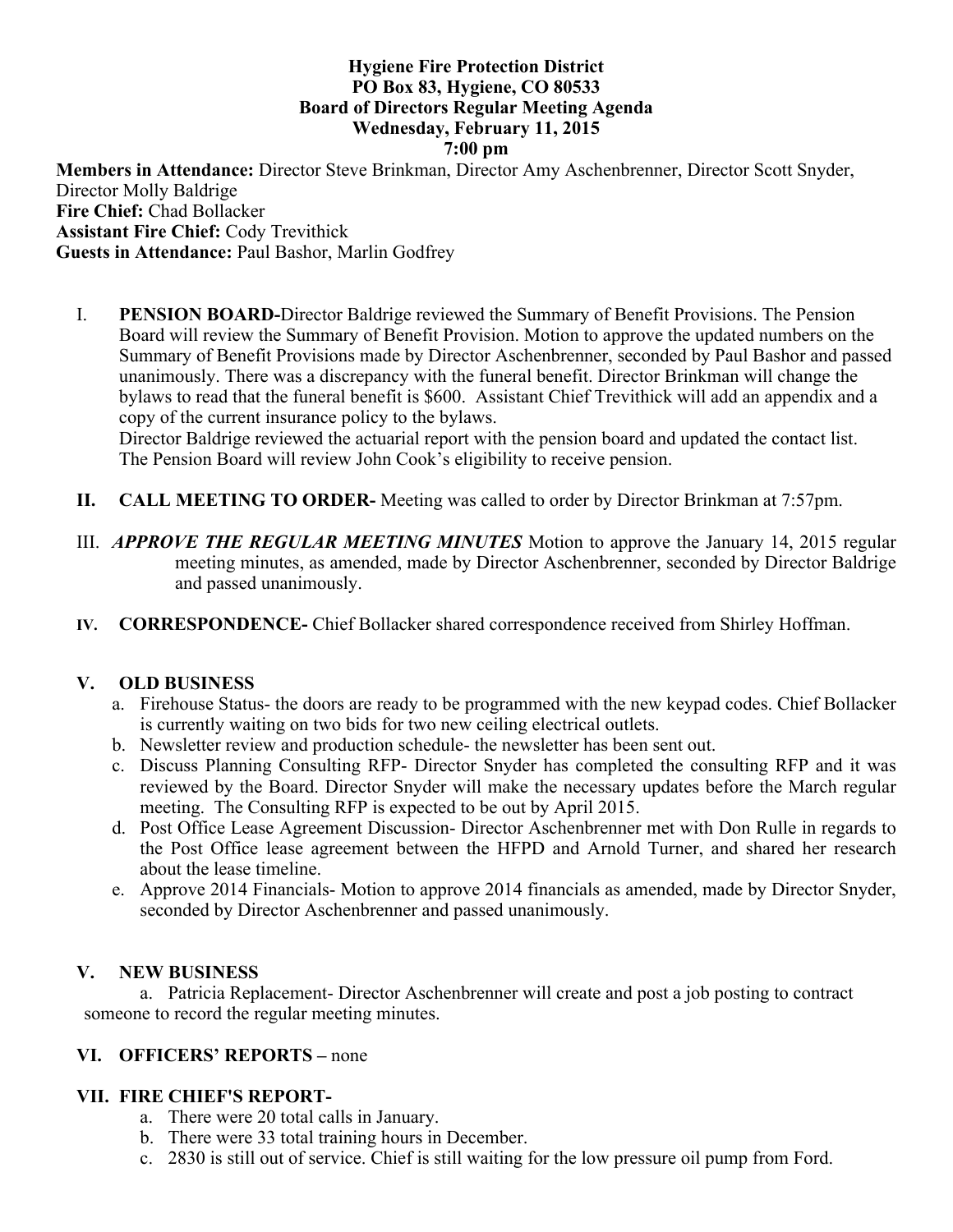**Hygiene Fire Protection District**
**PO Box 83, Hygiene, CO 80533**
**Board of Directors Regular Meeting Agenda**
**Wednesday, February 11, 2015**
**7:00 pm**

**Members in Attendance:** Director Steve Brinkman, Director Amy Aschenbrenner, Director Scott Snyder, Director Molly Baldrige
**Fire Chief:** Chad Bollacker
**Assistant Fire Chief:** Cody Trevithick
**Guests in Attendance:** Paul Bashor, Marlin Godfrey

I. **PENSION BOARD-** Director Baldrige reviewed the Summary of Benefit Provisions. The Pension Board will review the Summary of Benefit Provision. Motion to approve the updated numbers on the Summary of Benefit Provisions made by Director Aschenbrenner, seconded by Paul Bashor and passed unanimously. There was a discrepancy with the funeral benefit. Director Brinkman will change the bylaws to read that the funeral benefit is $600. Assistant Chief Trevithick will add an appendix and a copy of the current insurance policy to the bylaws.
Director Baldrige reviewed the actuarial report with the pension board and updated the contact list. The Pension Board will review John Cook's eligibility to receive pension.

II. **CALL MEETING TO ORDER-** Meeting was called to order by Director Brinkman at 7:57pm.

III. ***APPROVE THE REGULAR MEETING MINUTES*** Motion to approve the January 14, 2015 regular meeting minutes, as amended, made by Director Aschenbrenner, seconded by Director Baldrige and passed unanimously.

IV. **CORRESPONDENCE-** Chief Bollacker shared correspondence received from Shirley Hoffman.

V. **OLD BUSINESS**

a. Firehouse Status- the doors are ready to be programmed with the new keypad codes. Chief Bollacker is currently waiting on two bids for two new ceiling electrical outlets.
b. Newsletter review and production schedule- the newsletter has been sent out.
c. Discuss Planning Consulting RFP- Director Snyder has completed the consulting RFP and it was reviewed by the Board. Director Snyder will make the necessary updates before the March regular meeting. The Consulting RFP is expected to be out by April 2015.
d. Post Office Lease Agreement Discussion- Director Aschenbrenner met with Don Rulle in regards to the Post Office lease agreement between the HFPD and Arnold Turner, and shared her research about the lease timeline.
e. Approve 2014 Financials- Motion to approve 2014 financials as amended, made by Director Snyder, seconded by Director Aschenbrenner and passed unanimously.

V. **NEW BUSINESS**

a. Patricia Replacement- Director Aschenbrenner will create and post a job posting to contract someone to record the regular meeting minutes.

VI. **OFFICERS' REPORTS –** none

VII. **FIRE CHIEF'S REPORT-**

a. There were 20 total calls in January.
b. There were 33 total training hours in December.
c. 2830 is still out of service. Chief is still waiting for the low pressure oil pump from Ford.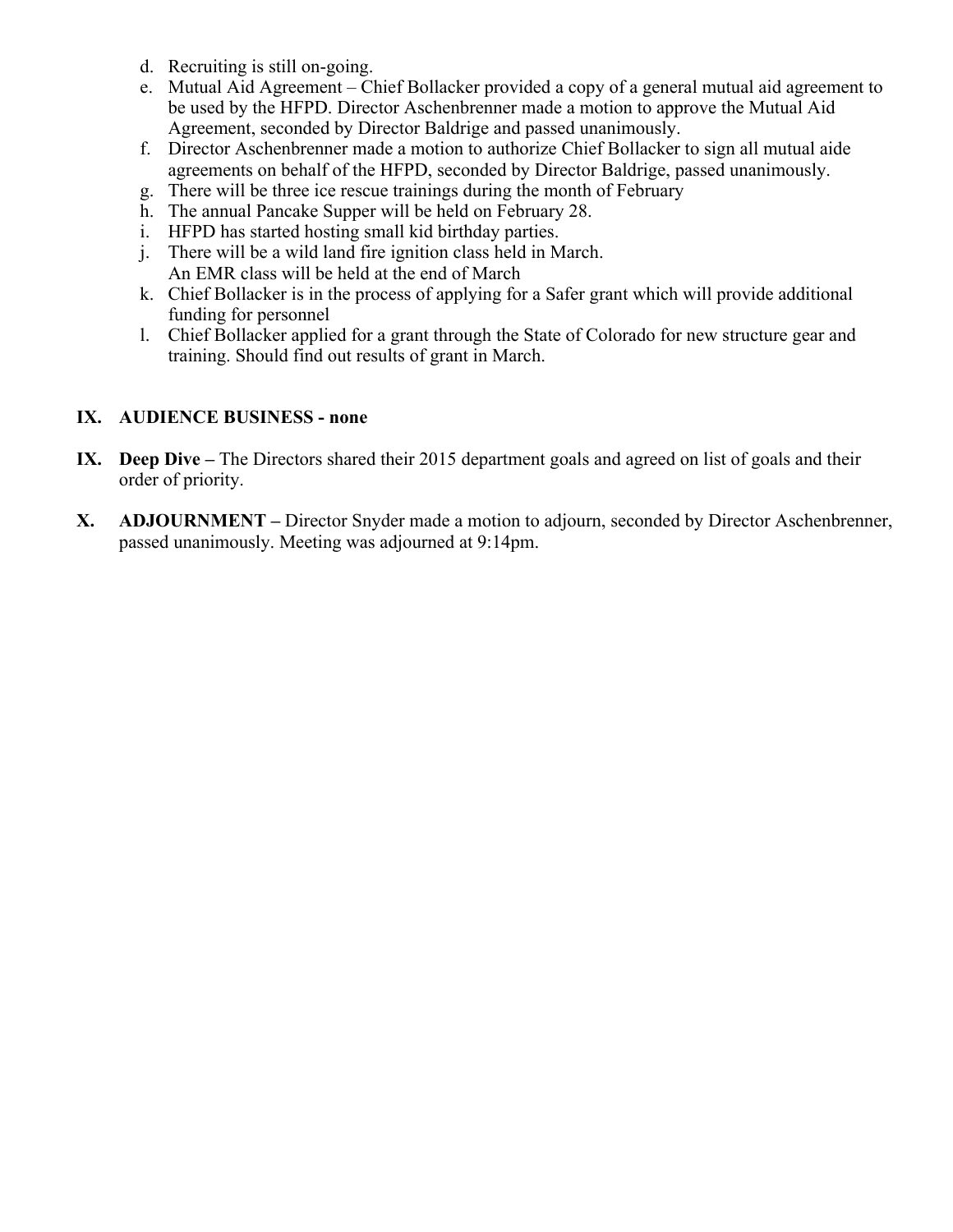d. Recruiting is still on-going.
e. Mutual Aid Agreement – Chief Bollacker provided a copy of a general mutual aid agreement to be used by the HFPD. Director Aschenbrenner made a motion to approve the Mutual Aid Agreement, seconded by Director Baldrige and passed unanimously.
f. Director Aschenbrenner made a motion to authorize Chief Bollacker to sign all mutual aide agreements on behalf of the HFPD, seconded by Director Baldrige, passed unanimously.
g. There will be three ice rescue trainings during the month of February
h. The annual Pancake Supper will be held on February 28.
i. HFPD has started hosting small kid birthday parties.
j. There will be a wild land fire ignition class held in March.
   An EMR class will be held at the end of March
k. Chief Bollacker is in the process of applying for a Safer grant which will provide additional funding for personnel
l. Chief Bollacker applied for a grant through the State of Colorado for new structure gear and training. Should find out results of grant in March.

**IX. AUDIENCE BUSINESS - none**

**IX. Deep Dive –** The Directors shared their 2015 department goals and agreed on list of goals and their order of priority.

**X. ADJOURNMENT –** Director Snyder made a motion to adjourn, seconded by Director Aschenbrenner, passed unanimously. Meeting was adjourned at 9:14pm.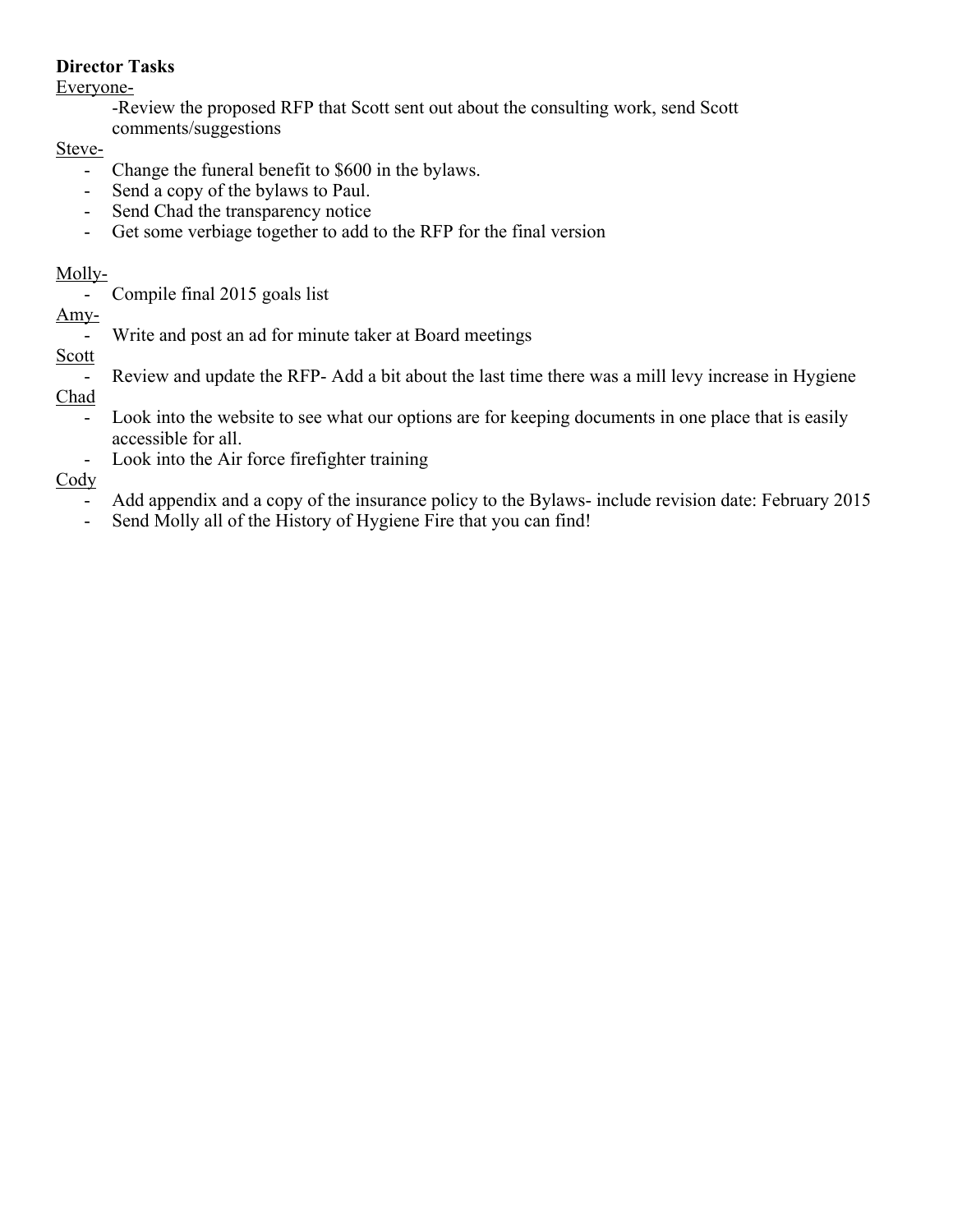**Director Tasks**

Everyone-

- Review the proposed RFP that Scott sent out about the consulting work, send Scott comments/suggestions

Steve-

- Change the funeral benefit to $600 in the bylaws.
- Send a copy of the bylaws to Paul.
- Send Chad the transparency notice
- Get some verbiage together to add to the RFP for the final version

Molly-

- Compile final 2015 goals list

Amy-

- Write and post an ad for minute taker at Board meetings

Scott

- Review and update the RFP- Add a bit about the last time there was a mill levy increase in Hygiene

Chad

- Look into the website to see what our options are for keeping documents in one place that is easily accessible for all.
- Look into the Air force firefighter training

Cody

- Add appendix and a copy of the insurance policy to the Bylaws- include revision date: February 2015
- Send Molly all of the History of Hygiene Fire that you can find!